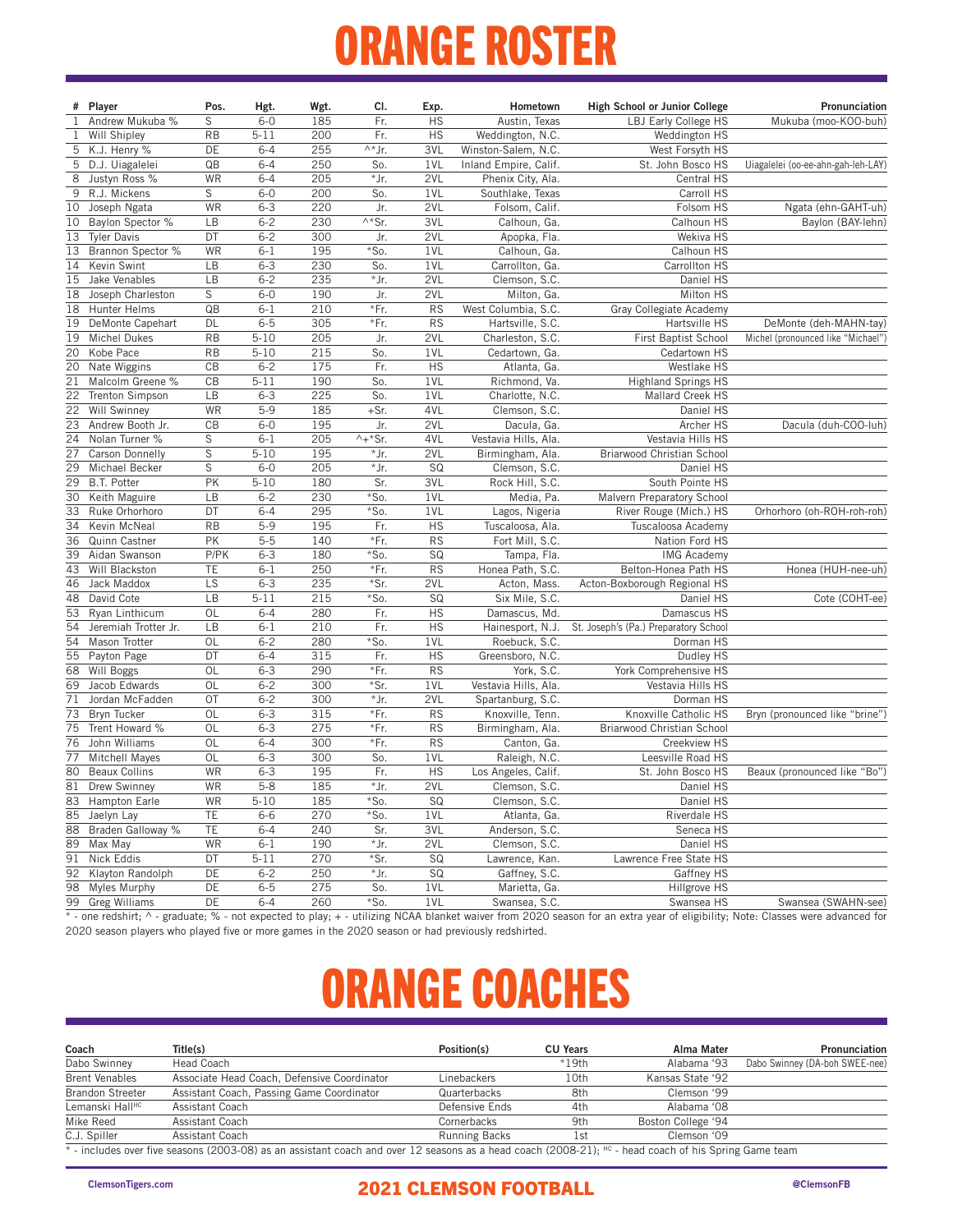# ORANGE ROSTER

| # | Player | Pos. | Hgt. | Wgt. | Cl. | Exp. | Hometown | High School or Junior College | Pronunciation |
|---|---|---|---|---|---|---|---|---|---|
| 1 | Andrew Mukuba % | S | 6-0 | 185 | Fr. | HS | Austin, Texas | LBJ Early College HS | Mukuba (moo-KOO-buh) |
| 1 | Will Shipley | RB | 5-11 | 200 | Fr. | HS | Weddington, N.C. | Weddington HS | |
| 5 | K.J. Henry % | DE | 6-4 | 255 | ^*Jr. | 3VL | Winston-Salem, N.C. | West Forsyth HS | |
| 5 | D.J. Uiagalelei | QB | 6-4 | 250 | So. | 1VL | Inland Empire, Calif. | St. John Bosco HS | Uiagalelei (oo-ee-ahn-gah-leh-LAY) |
| 8 | Justyn Ross % | WR | 6-4 | 205 | *Jr. | 2VL | Phenix City, Ala. | Central HS | |
| 9 | R.J. Mickens | S | 6-0 | 200 | So. | 1VL | Southlake, Texas | Carroll HS | |
| 10 | Joseph Ngata | WR | 6-3 | 220 | Jr. | 2VL | Folsom, Calif. | Folsom HS | Ngata (ehn-GAHT-uh) |
| 10 | Baylon Spector % | LB | 6-2 | 230 | ^*Sr. | 3VL | Calhoun, Ga. | Calhoun HS | Baylon (BAY-lehn) |
| 13 | Tyler Davis | DT | 6-2 | 300 | Jr. | 2VL | Apopka, Fla. | Wekiva HS | |
| 13 | Brannon Spector % | WR | 6-1 | 195 | *So. | 1VL | Calhoun, Ga. | Calhoun HS | |
| 14 | Kevin Swint | LB | 6-3 | 230 | So. | 1VL | Carrollton, Ga. | Carrollton HS | |
| 15 | Jake Venables | LB | 6-2 | 235 | *Jr. | 2VL | Clemson, S.C. | Daniel HS | |
| 18 | Joseph Charleston | S | 6-0 | 190 | Jr. | 2VL | Milton, Ga. | Milton HS | |
| 18 | Hunter Helms | QB | 6-1 | 210 | *Fr. | RS | West Columbia, S.C. | Gray Collegiate Academy | |
| 19 | DeMonte Capehart | DL | 6-5 | 305 | *Fr. | RS | Hartsville, S.C. | Hartsville HS | DeMonte (deh-MAHN-tay) |
| 19 | Michel Dukes | RB | 5-10 | 205 | Jr. | 2VL | Charleston, S.C. | First Baptist School | Michel (pronounced like "Michael") |
| 20 | Kobe Pace | RB | 5-10 | 215 | So. | 1VL | Cedartown, Ga. | Cedartown HS | |
| 20 | Nate Wiggins | CB | 6-2 | 175 | Fr. | HS | Atlanta, Ga. | Westlake HS | |
| 21 | Malcolm Greene % | CB | 5-11 | 190 | So. | 1VL | Richmond, Va. | Highland Springs HS | |
| 22 | Trenton Simpson | LB | 6-3 | 225 | So. | 1VL | Charlotte, N.C. | Mallard Creek HS | |
| 22 | Will Swinney | WR | 5-9 | 185 | +Sr. | 4VL | Clemson, S.C. | Daniel HS | |
| 23 | Andrew Booth Jr. | CB | 6-0 | 195 | Jr. | 2VL | Dacula, Ga. | Archer HS | Dacula (duh-COO-luh) |
| 24 | Nolan Turner % | S | 6-1 | 205 | ^+*Sr. | 4VL | Vestavia Hills, Ala. | Vestavia Hills HS | |
| 27 | Carson Donnelly | S | 5-10 | 195 | *Jr. | 2VL | Birmingham, Ala. | Briarwood Christian School | |
| 29 | Michael Becker | S | 6-0 | 205 | *Jr. | SQ | Clemson, S.C. | Daniel HS | |
| 29 | B.T. Potter | PK | 5-10 | 180 | Sr. | 3VL | Rock Hill, S.C. | South Pointe HS | |
| 30 | Keith Maguire | LB | 6-2 | 230 | *So. | 1VL | Media, Pa. | Malvern Preparatory School | |
| 33 | Ruke Orhorhoro | DT | 6-4 | 295 | *So. | 1VL | Lagos, Nigeria | River Rouge (Mich.) HS | Orhorhoro (oh-ROH-roh-roh) |
| 34 | Kevin McNeal | RB | 5-9 | 195 | Fr. | HS | Tuscaloosa, Ala. | Tuscaloosa Academy | |
| 36 | Quinn Castner | PK | 5-5 | 140 | *Fr. | RS | Fort Mill, S.C. | Nation Ford HS | |
| 39 | Aidan Swanson | P/PK | 6-3 | 180 | *So. | SQ | Tampa, Fla. | IMG Academy | |
| 43 | Will Blackston | TE | 6-1 | 250 | *Fr. | RS | Honea Path, S.C. | Belton-Honea Path HS | Honea (HUH-nee-uh) |
| 46 | Jack Maddox | LS | 6-3 | 235 | *Sr. | 2VL | Acton, Mass. | Acton-Boxborough Regional HS | |
| 48 | David Cote | LB | 5-11 | 215 | *So. | SQ | Six Mile, S.C. | Daniel HS | Cote (COHT-ee) |
| 53 | Ryan Linthicum | OL | 6-4 | 280 | Fr. | HS | Damascus, Md. | Damascus HS | |
| 54 | Jeremiah Trotter Jr. | LB | 6-1 | 210 | Fr. | HS | Hainesport, N.J. | St. Joseph's (Pa.) Preparatory School | |
| 54 | Mason Trotter | OL | 6-2 | 280 | *So. | 1VL | Roebuck, S.C. | Dorman HS | |
| 55 | Payton Page | DT | 6-4 | 315 | Fr. | HS | Greensboro, N.C. | Dudley HS | |
| 68 | Will Boggs | OL | 6-3 | 290 | *Fr. | RS | York, S.C. | York Comprehensive HS | |
| 69 | Jacob Edwards | OL | 6-2 | 300 | *Sr. | 1VL | Vestavia Hills, Ala. | Vestavia Hills HS | |
| 71 | Jordan McFadden | OT | 6-2 | 300 | *Jr. | 2VL | Spartanburg, S.C. | Dorman HS | |
| 73 | Bryn Tucker | OL | 6-3 | 315 | *Fr. | RS | Knoxville, Tenn. | Knoxville Catholic HS | Bryn (pronounced like "brine") |
| 75 | Trent Howard % | OL | 6-3 | 275 | *Fr. | RS | Birmingham, Ala. | Briarwood Christian School | |
| 76 | John Williams | OL | 6-4 | 300 | *Fr. | RS | Canton, Ga. | Creekview HS | |
| 77 | Mitchell Mayes | OL | 6-3 | 300 | So. | 1VL | Raleigh, N.C. | Leesville Road HS | |
| 80 | Beaux Collins | WR | 6-3 | 195 | Fr. | HS | Los Angeles, Calif. | St. John Bosco HS | Beaux (pronounced like "Bo") |
| 81 | Drew Swinney | WR | 5-8 | 185 | *Jr. | 2VL | Clemson, S.C. | Daniel HS | |
| 83 | Hampton Earle | WR | 5-10 | 185 | *So. | SQ | Clemson, S.C. | Daniel HS | |
| 85 | Jaelyn Lay | TE | 6-6 | 270 | *So. | 1VL | Atlanta, Ga. | Riverdale HS | |
| 88 | Braden Galloway % | TE | 6-4 | 240 | Sr. | 3VL | Anderson, S.C. | Seneca HS | |
| 89 | Max May | WR | 6-1 | 190 | *Jr. | 2VL | Clemson, S.C. | Daniel HS | |
| 91 | Nick Eddis | DT | 5-11 | 270 | *Sr. | SQ | Lawrence, Kan. | Lawrence Free State HS | |
| 92 | Klayton Randolph | DE | 6-2 | 250 | *Jr. | SQ | Gaffney, S.C. | Gaffney HS | |
| 98 | Myles Murphy | DE | 6-5 | 275 | So. | 1VL | Marietta, Ga. | Hillgrove HS | |
| 99 | Greg Williams | DE | 6-4 | 260 | *So. | 1VL | Swansea, S.C. | Swansea HS | Swansea (SWAHN-see) |

* - one redshirt; ^ - graduate; % - not expected to play; + - utilizing NCAA blanket waiver from 2020 season for an extra year of eligibility; Note: Classes were advanced for 2020 season players who played five or more games in the 2020 season or had previously redshirted.

# ORANGE COACHES

| Coach | Title(s) | Position(s) | CU Years | Alma Mater | Pronunciation |
|---|---|---|---|---|---|
| Dabo Swinney | Head Coach | | *19th | Alabama '93 | Dabo Swinney (DA-boh SWEE-nee) |
| Brent Venables | Associate Head Coach, Defensive Coordinator | Linebackers | 10th | Kansas State '92 | |
| Brandon Streeter | Assistant Coach, Passing Game Coordinator | Quarterbacks | 8th | Clemson '99 | |
| Lemanski Hall[HC] | Assistant Coach | Defensive Ends | 4th | Alabama '08 | |
| Mike Reed | Assistant Coach | Cornerbacks | 9th | Boston College '94 | |
| C.J. Spiller | Assistant Coach | Running Backs | 1st | Clemson '09 | |

* - includes over five seasons (2003-08) as an assistant coach and over 12 seasons as a head coach (2008-21); [HC] - head coach of his Spring Game team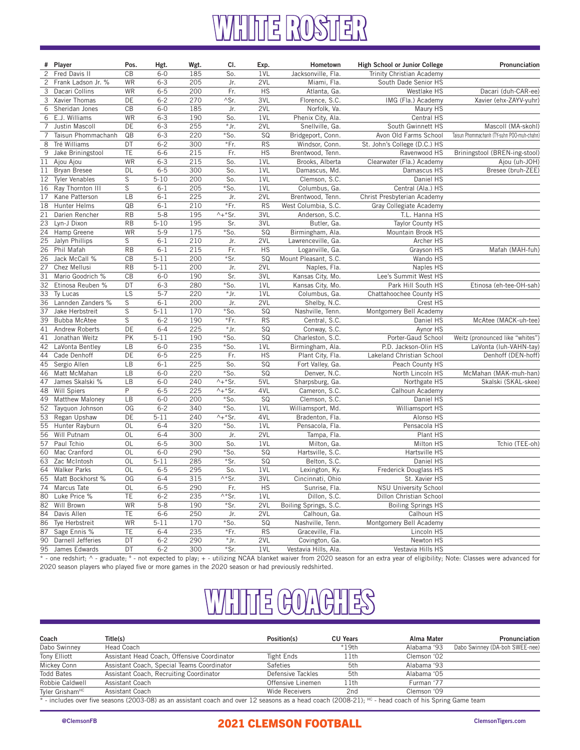# WHITE ROSTER

| # | Player | Pos. | Hgt. | Wgt. | Cl. | Exp. | Hometown | High School or Junior College | Pronunciation |
|---|---|---|---|---|---|---|---|---|---|
| 2 | Fred Davis II | CB | 6-0 | 185 | So. | 1VL | Jacksonville, Fla. | Trinity Christian Academy | |
| 2 | Frank Ladson Jr. % | WR | 6-3 | 205 | Jr. | 2VL | Miami, Fla. | South Dade Senior HS | |
| 3 | Dacari Collins | WR | 6-5 | 200 | Fr. | HS | Atlanta, Ga. | Westlake HS | Dacari (duh-CAR-ee) |
| 3 | Xavier Thomas | DE | 6-2 | 270 | ^Sr. | 3VL | Florence, S.C. | IMG (Fla.) Academy | Xavier (ehx-ZAYV-yuhr) |
| 6 | Sheridan Jones | CB | 6-0 | 185 | Jr. | 2VL | Norfolk, Va. | Maury HS | |
| 6 | E.J. Williams | WR | 6-3 | 190 | So. | 1VL | Phenix City, Ala. | Central HS | |
| 7 | Justin Mascoll | DE | 6-3 | 255 | *Jr. | 2VL | Snellville, Ga. | South Gwinnett HS | Mascoll (MA-skohl) |
| 7 | Taisun Phommachanh | QB | 6-3 | 220 | *So. | SQ | Bridgeport, Conn. | Avon Old Farms School | Taisun Phommachanh (TY-suhn POO-muh-chahn) |
| 8 | Tré Williams | DT | 6-2 | 300 | *Fr. | RS | Windsor, Conn. | St. John's College (D.C.) HS | |
| 9 | Jake Briningstool | TE | 6-6 | 215 | Fr. | HS | Brentwood, Tenn. | Ravenwood HS | Briningstool (BREN-ing-stool) |
| 11 | Ajou Ajou | WR | 6-3 | 215 | So. | 1VL | Brooks, Alberta | Clearwater (Fla.) Academy | Ajou (uh-JOH) |
| 11 | Bryan Bresee | DL | 6-5 | 300 | So. | 1VL | Damascus, Md. | Damascus HS | Bresee (bruh-ZEE) |
| 12 | Tyler Venables | S | 5-10 | 200 | So. | 1VL | Clemson, S.C. | Daniel HS | |
| 16 | Ray Thornton III | S | 6-1 | 205 | *So. | 1VL | Columbus, Ga. | Central (Ala.) HS | |
| 17 | Kane Patterson | LB | 6-1 | 225 | Jr. | 2VL | Brentwood, Tenn. | Christ Presbyterian Academy | |
| 18 | Hunter Helms | QB | 6-1 | 210 | *Fr. | RS | West Columbia, S.C. | Gray Collegiate Academy | |
| 21 | Darien Rencher | RB | 5-8 | 195 | ^+*Sr. | 3VL | Anderson, S.C. | T.L. Hanna HS | |
| 23 | Lyn-J Dixon | RB | 5-10 | 195 | Sr. | 3VL | Butler, Ga. | Taylor County HS | |
| 24 | Hamp Greene | WR | 5-9 | 175 | *So. | SQ | Birmingham, Ala. | Mountain Brook HS | |
| 25 | Jalyn Phillips | S | 6-1 | 210 | Jr. | 2VL | Lawrenceville, Ga. | Archer HS | |
| 26 | Phil Mafah | RB | 6-1 | 215 | Fr. | HS | Loganville, Ga. | Grayson HS | Mafah (MAH-fuh) |
| 26 | Jack McCall % | CB | 5-11 | 200 | *Sr. | SQ | Mount Pleasant, S.C. | Wando HS | |
| 27 | Chez Mellusi | RB | 5-11 | 200 | Jr. | 2VL | Naples, Fla. | Naples HS | |
| 31 | Mario Goodrich % | CB | 6-0 | 190 | Sr. | 3VL | Kansas City, Mo. | Lee's Summit West HS | |
| 32 | Etinosa Reuben % | DT | 6-3 | 280 | *So. | 1VL | Kansas City, Mo. | Park Hill South HS | Etinosa (eh-tee-OH-sah) |
| 33 | Ty Lucas | LS | 5-7 | 220 | *Jr. | 1VL | Columbus, Ga. | Chattahoochee County HS | |
| 36 | Lannden Zanders % | S | 6-1 | 200 | Jr. | 2VL | Shelby, N.C. | Crest HS | |
| 37 | Jake Herbstreit | S | 5-11 | 170 | *So. | SQ | Nashville, Tenn. | Montgomery Bell Academy | |
| 39 | Bubba McAtee | S | 6-2 | 190 | *Fr. | RS | Central, S.C. | Daniel HS | McAtee (MACK-uh-tee) |
| 41 | Andrew Roberts | DE | 6-4 | 225 | *Jr. | SQ | Conway, S.C. | Aynor HS | |
| 41 | Jonathan Weitz | PK | 5-11 | 190 | *So. | SQ | Charleston, S.C. | Porter-Gaud School | Weitz (pronounced like "whites") |
| 42 | LaVonta Bentley | LB | 6-0 | 235 | *So. | 1VL | Birmingham, Ala. | P.D. Jackson-Olin HS | LaVonta (luh-VAHN-tay) |
| 44 | Cade Denhoff | DE | 6-5 | 225 | Fr. | HS | Plant City, Fla. | Lakeland Christian School | Denhoff (DEN-hoff) |
| 45 | Sergio Allen | LB | 6-1 | 225 | So. | SQ | Fort Valley, Ga. | Peach County HS | |
| 46 | Matt McMahan | LB | 6-0 | 220 | *So. | SQ | Denver, N.C. | North Lincoln HS | McMahan (MAK-muh-han) |
| 47 | James Skalski % | LB | 6-0 | 240 | ^+*Sr. | 5VL | Sharpsburg, Ga. | Northgate HS | Skalski (SKAL-skee) |
| 48 | Will Spiers | P | 6-5 | 225 | ^+*Sr. | 4VL | Cameron, S.C. | Calhoun Academy | |
| 49 | Matthew Maloney | LB | 6-0 | 200 | *So. | SQ | Clemson, S.C. | Daniel HS | |
| 52 | Tayquon Johnson | OG | 6-2 | 340 | *So. | 1VL | Williamsport, Md. | Williamsport HS | |
| 53 | Regan Upshaw | DE | 5-11 | 240 | ^+*Sr. | 4VL | Bradenton, Fla. | Alonso HS | |
| 55 | Hunter Rayburn | OL | 6-4 | 320 | *So. | 1VL | Pensacola, Fla. | Pensacola HS | |
| 56 | Will Putnam | OL | 6-4 | 300 | Jr. | 2VL | Tampa, Fla. | Plant HS | |
| 57 | Paul Tchio | OL | 6-5 | 300 | So. | 1VL | Milton, Ga. | Milton HS | Tchio (TEE-oh) |
| 60 | Mac Cranford | OL | 6-0 | 290 | *So. | SQ | Hartsville, S.C. | Hartsville HS | |
| 63 | Zac McIntosh | OL | 5-11 | 285 | *Sr. | SQ | Belton, S.C. | Daniel HS | |
| 64 | Walker Parks | OL | 6-5 | 295 | So. | 1VL | Lexington, Ky. | Frederick Douglass HS | |
| 65 | Matt Bockhorst % | OG | 6-4 | 315 | ^*Sr. | 3VL | Cincinnati, Ohio | St. Xavier HS | |
| 74 | Marcus Tate | OL | 6-5 | 290 | Fr. | HS | Sunrise, Fla. | NSU University School | |
| 80 | Luke Price % | TE | 6-2 | 235 | ^*Sr. | 1VL | Dillon, S.C. | Dillon Christian School | |
| 82 | Will Brown | WR | 5-8 | 190 | *Sr. | 2VL | Boiling Springs, S.C. | Boiling Springs HS | |
| 84 | Davis Allen | TE | 6-6 | 250 | Jr. | 2VL | Calhoun, Ga. | Calhoun HS | |
| 86 | Tye Herbstreit | WR | 5-11 | 170 | *So. | SQ | Nashville, Tenn. | Montgomery Bell Academy | |
| 87 | Sage Ennis % | TE | 6-4 | 235 | *Fr. | RS | Graceville, Fla. | Lincoln HS | |
| 90 | Darnell Jefferies | DT | 6-2 | 290 | *Jr. | 2VL | Covington, Ga. | Newton HS | |
| 95 | James Edwards | DT | 6-2 | 300 | *Sr. | 1VL | Vestavia Hills, Ala. | Vestavia Hills HS | |

\* - one redshirt; ^ - graduate; ° - not expected to play; + - utilizing NCAA blanket waiver from 2020 season for an extra year of eligibility; Note: Classes were advanced for 2020 season players who played five or more games in the 2020 season or had previously redshirted.

# WHITE COACHES

| Coach | Title(s) | Position(s) | CU Years | Alma Mater | Pronunciation |
|---|---|---|---|---|---|
| Dabo Swinney | Head Coach | | *19th | Alabama '93 | Dabo Swinney (DA-boh SWEE-nee) |
| Tony Elliott | Assistant Head Coach, Offensive Coordinator | Tight Ends | 11th | Clemson '02 | |
| Mickey Conn | Assistant Coach, Special Teams Coordinator | Safeties | 5th | Alabama '93 | |
| Todd Bates | Assistant Coach, Recruiting Coordinator | Defensive Tackles | 5th | Alabama '05 | |
| Robbie Caldwell | Assistant Coach | Offensive Linemen | 11th | Furman '77 | |
| Tyler Grisham[HC] | Assistant Coach | Wide Receivers | 2nd | Clemson '09 | |

\* - includes over five seasons (2003-08) as an assistant coach and over 12 seasons as a head coach (2008-21); [HC] - head coach of his Spring Game team